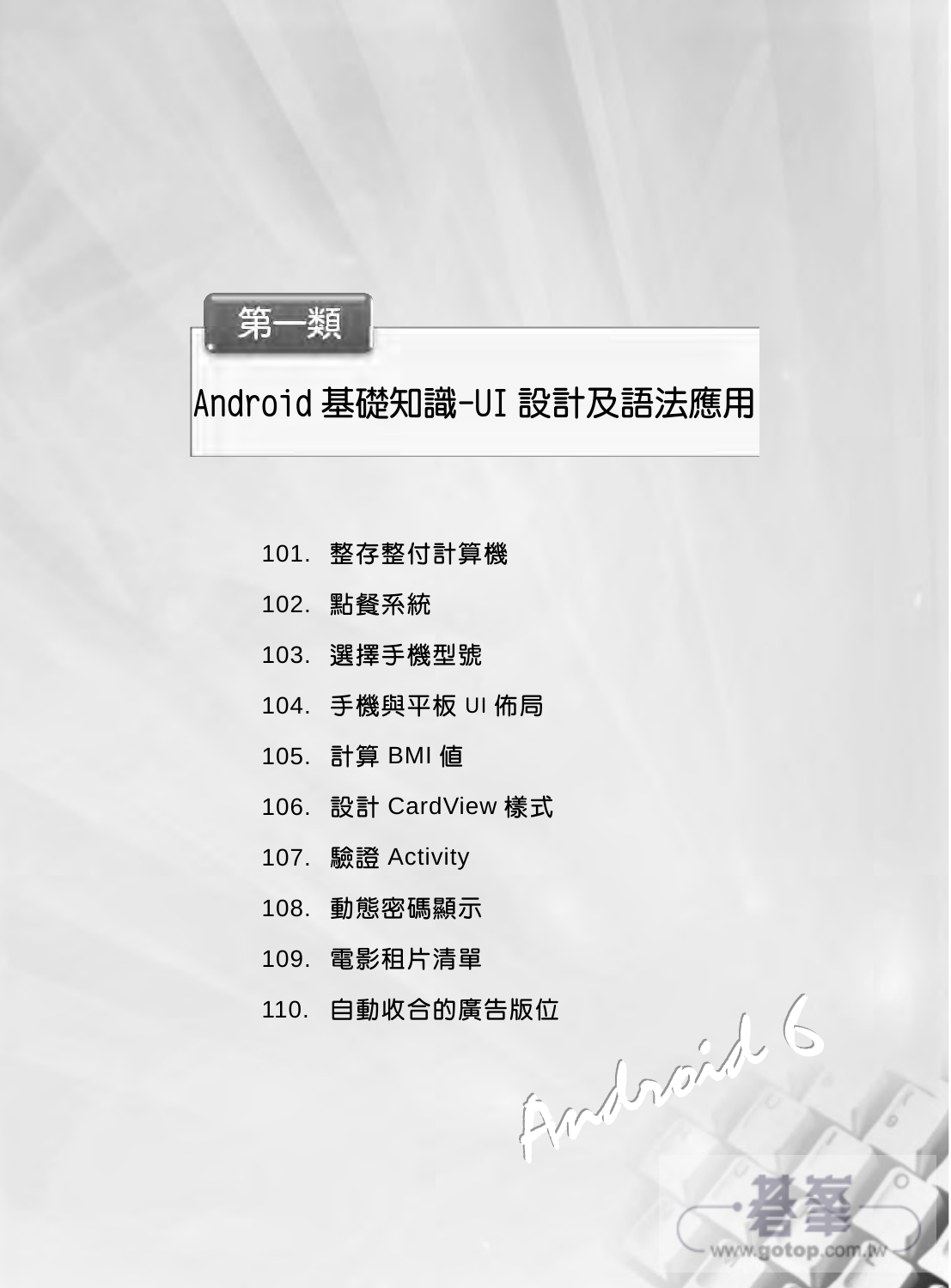# 第一類

## Android 基礎知識-UI 設計及語法應用

101. 整存整付計算機
102. 點餐系統
103. 選擇手機型號
104. 手機與平板 UI 佈局
105. 計算 BMI 值
106. 設計 CardView 樣式
107. 驗證 Activity
108. 動態密碼顯示
109. 電影租片清單
110. 自動收合的廣告版位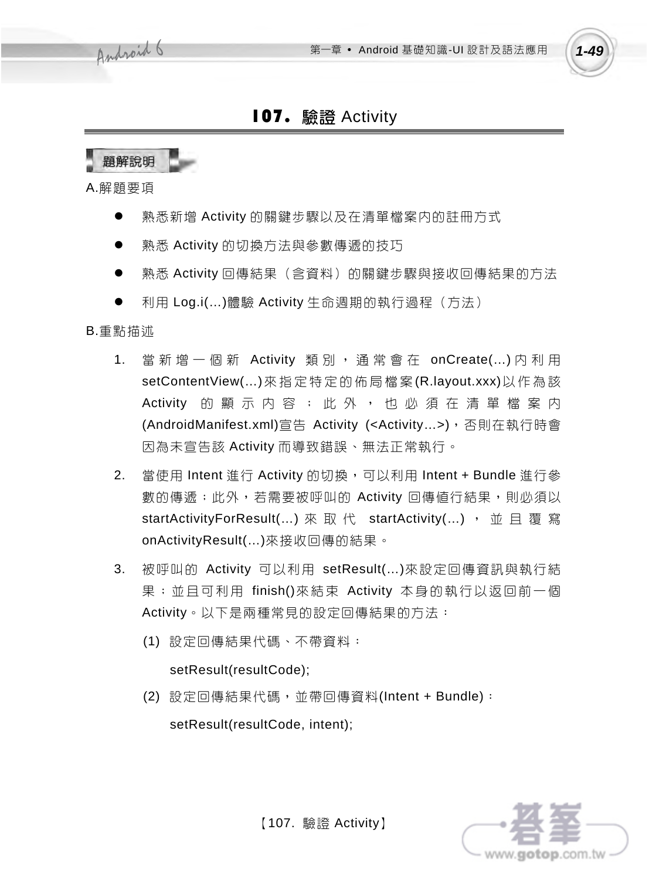# 107. 驗證 Activity

## 題解說明

A.解題要項

- 熟悉新增 Activity 的關鍵步驟以及在清單檔案內的註冊方式
- 熟悉 Activity 的切換方法與參數傳遞的技巧
- 熟悉 Activity 回傳結果（含資料）的關鍵步驟與接收回傳結果的方法
- 利用 Log.i(...)體驗 Activity 生命週期的執行過程（方法）

B.重點描述

1. 當新增一個新 Activity 類別，通常會在 onCreate(...)內利用 setContentView(...)來指定特定的佈局檔案(R.layout.xxx)以作為該 Activity 的顯示內容；此外，也必須在清單檔案內(AndroidManifest.xml)宣告 Activity (<Activity...>)，否則在執行時會因為未宣告該 Activity 而導致錯誤、無法正常執行。
2. 當使用 Intent 進行 Activity 的切換，可以利用 Intent + Bundle 進行參數的傳遞；此外，若需要被呼叫的 Activity 回傳值行結果，則必須以 startActivityForResult(...)來取代 startActivity(...)，並且覆寫 onActivityResult(...)來接收回傳的結果。
3. 被呼叫的 Activity 可以利用 setResult(...)來設定回傳資訊與執行結果；並且可利用 finish()來結束 Activity 本身的執行以返回前一個 Activity。以下是兩種常見的設定回傳結果的方法：
   (1) 設定回傳結果代碼、不帶資料：

   setResult(resultCode);

   (2) 設定回傳結果代碼，並帶回傳資料(Intent + Bundle)：

   setResult(resultCode, intent);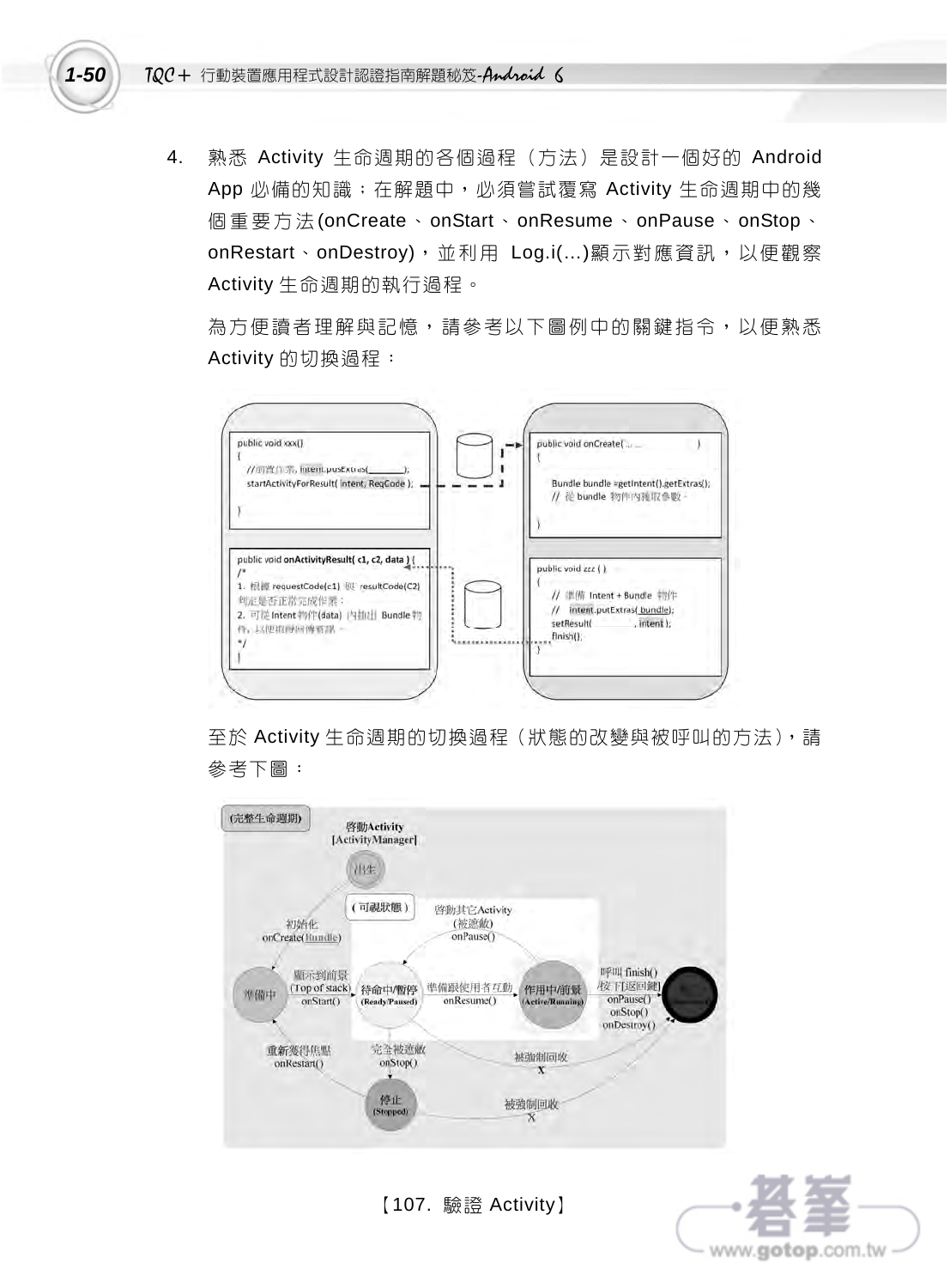4. 熟悉 Activity 生命週期的各個過程（方法）是設計一個好的 Android App 必備的知識；在解題中，必須嘗試覆寫 Activity 生命週期中的幾個重要方法(onCreate、onStart、onResume、onPause、onStop、onRestart、onDestroy)，並利用 Log.i(...)顯示對應資訊，以便觀察 Activity 生命週期的執行過程。

   為方便讀者理解與記憶，請參考以下圖例中的關鍵指令，以便熟悉 Activity 的切換過程：

   至於 Activity 生命週期的切換過程（狀態的改變與被呼叫的方法），請參考下圖：

【107. 驗證 Activity】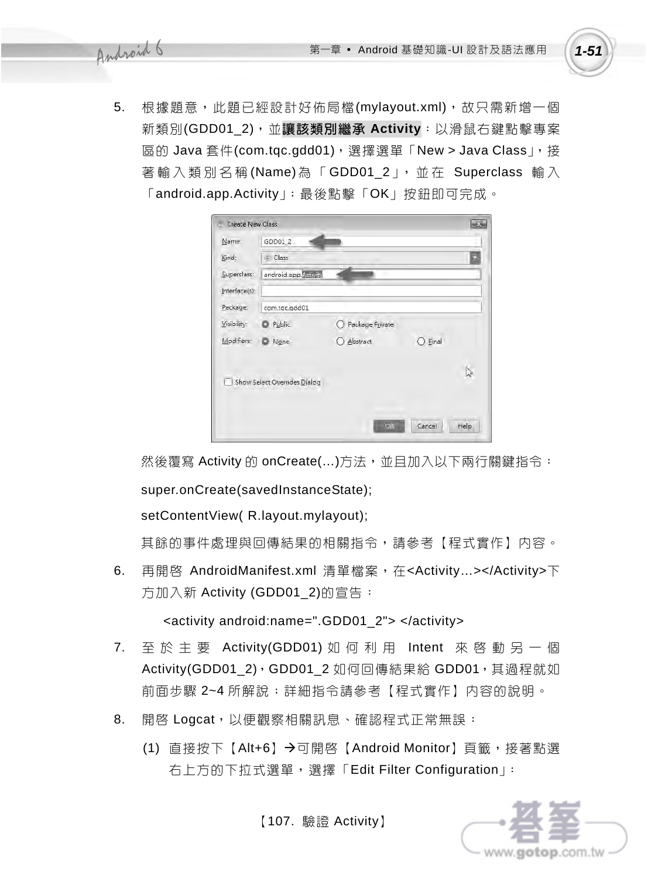5. 根據題意，此題已經設計好佈局檔(mylayout.xml)，故只需新增一個新類別(GDD01_2)，並**讓該類別繼承 Activity**：以滑鼠右鍵點擊專案區的 Java 套件(com.tqc.gdd01)，選擇選單「New > Java Class」，接著輸入類別名稱(Name)為「GDD01_2」，並在 Superclass 輸入「android.app.Activity」；最後點擊「OK」按鈕即可完成。

   然後覆寫 Activity 的 onCreate(...)方法，並且加入以下兩行關鍵指令：

   ```
   super.onCreate(savedInstanceState);
   setContentView( R.layout.mylayout);
   ```

   其餘的事件處理與回傳結果的相關指令，請參考【程式實作】內容。

6. 再開啓 AndroidManifest.xml 清單檔案，在<Activity...></Activity>下方加入新 Activity (GDD01_2)的宣告：

   ```
   <activity android:name=".GDD01_2"> </activity>
   ```

7. 至於主要 Activity(GDD01)如何利用 Intent 來啓動另一個 Activity(GDD01_2)，GDD01_2 如何回傳結果給 GDD01，其過程就如前面步驟 2~4 所解說；詳細指令請參考【程式實作】內容的說明。

8. 開啓 Logcat，以便觀察相關訊息、確認程式正常無誤：

   (1) 直接按下【Alt+6】→可開啓【Android Monitor】頁籤，接著點選右上方的下拉式選單，選擇「Edit Filter Configuration」：

【107. 驗證 Activity】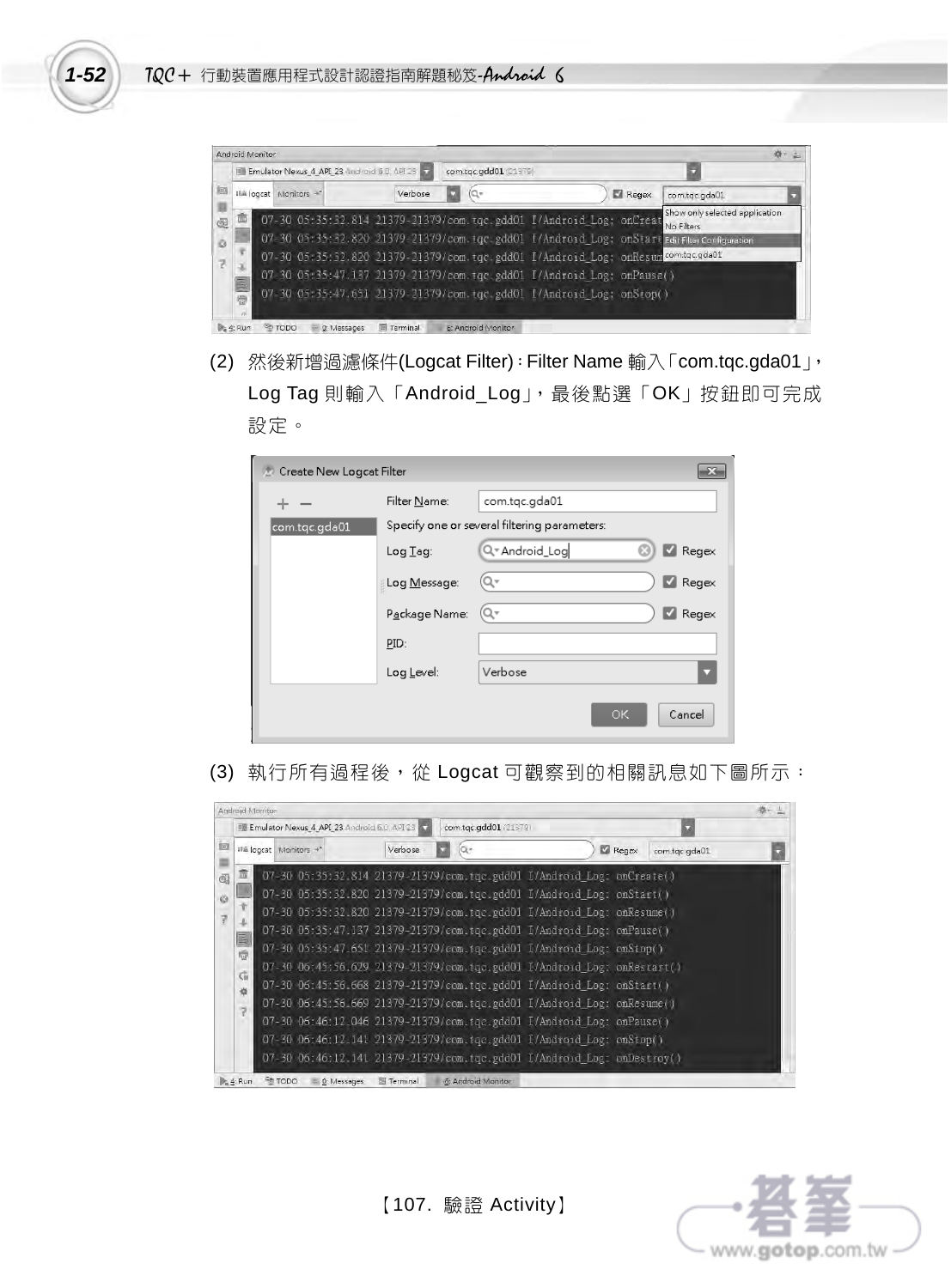(2) 然後新增過濾條件(Logcat Filter)：Filter Name 輸入「com.tqc.gda01」，Log Tag 則輸入「Android_Log」，最後點選「OK」按鈕即可完成設定。

(3) 執行所有過程後，從 Logcat 可觀察到的相關訊息如下圖所示：

【107. 驗證 Activity】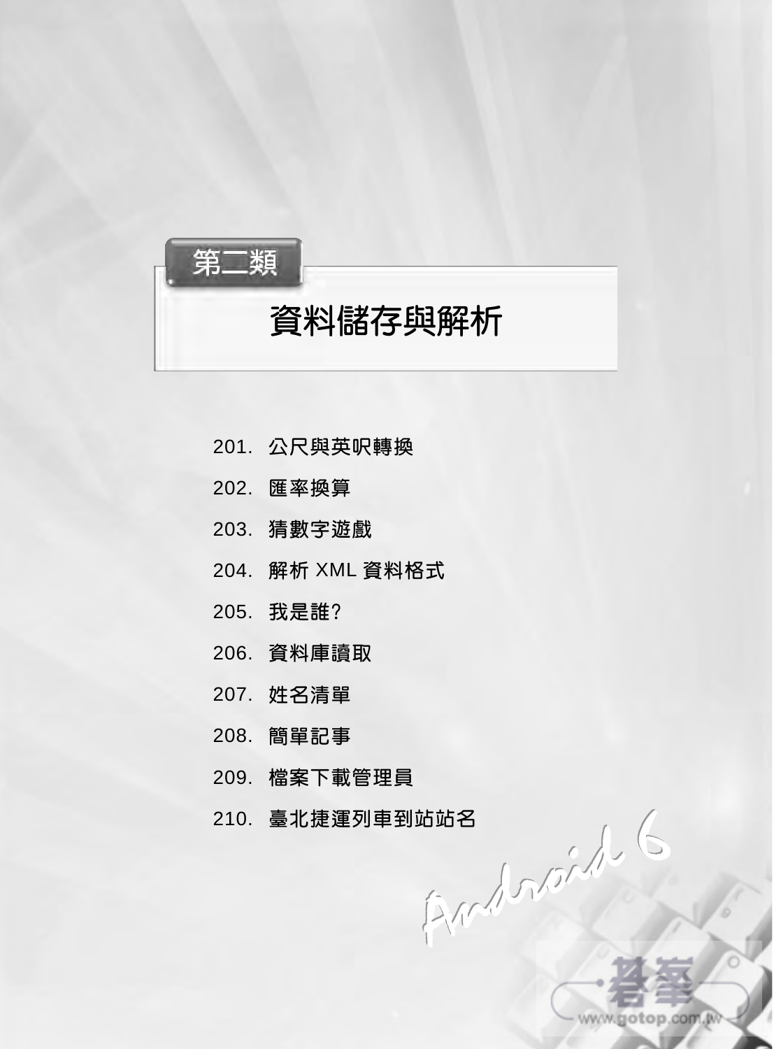第二類

# 資料儲存與解析

201. 公尺與英呎轉換
202. 匯率換算
203. 猜數字遊戲
204. 解析 XML 資料格式
205. 我是誰?
206. 資料庫讀取
207. 姓名清單
208. 簡單記事
209. 檔案下載管理員
210. 臺北捷運列車到站站名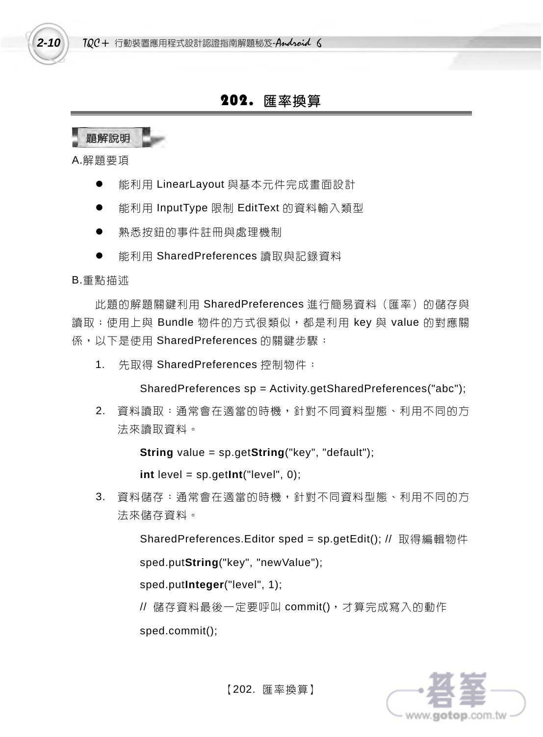# 202. 匯率換算

**題解說明**

A.解題要項

- 能利用 LinearLayout 與基本元件完成畫面設計
- 能利用 InputType 限制 EditText 的資料輸入類型
- 熟悉按鈕的事件註冊與處理機制
- 能利用 SharedPreferences 讀取與記錄資料

B.重點描述

此題的解題關鍵利用 SharedPreferences 進行簡易資料（匯率）的儲存與讀取；使用上與 Bundle 物件的方式很類似，都是利用 key 與 value 的對應關係，以下是使用 SharedPreferences 的關鍵步驟：

1. 先取得 SharedPreferences 控制物件：

   SharedPreferences sp = Activity.getSharedPreferences("abc");

2. 資料讀取：通常會在適當的時機，針對不同資料型態、利用不同的方法來讀取資料。

   **String** value = sp.get**String**("key", "default");

   **int** level = sp.get**Int**("level", 0);

3. 資料儲存：通常會在適當的時機，針對不同資料型態、利用不同的方法來儲存資料。

   SharedPreferences.Editor sped = sp.getEdit(); // 取得編輯物件

   sped.put**String**("key", "newValue");

   sped.put**Integer**("level", 1);

   // 儲存資料最後一定要呼叫 commit()，才算完成寫入的動作

   sped.commit();

【202. 匯率換算】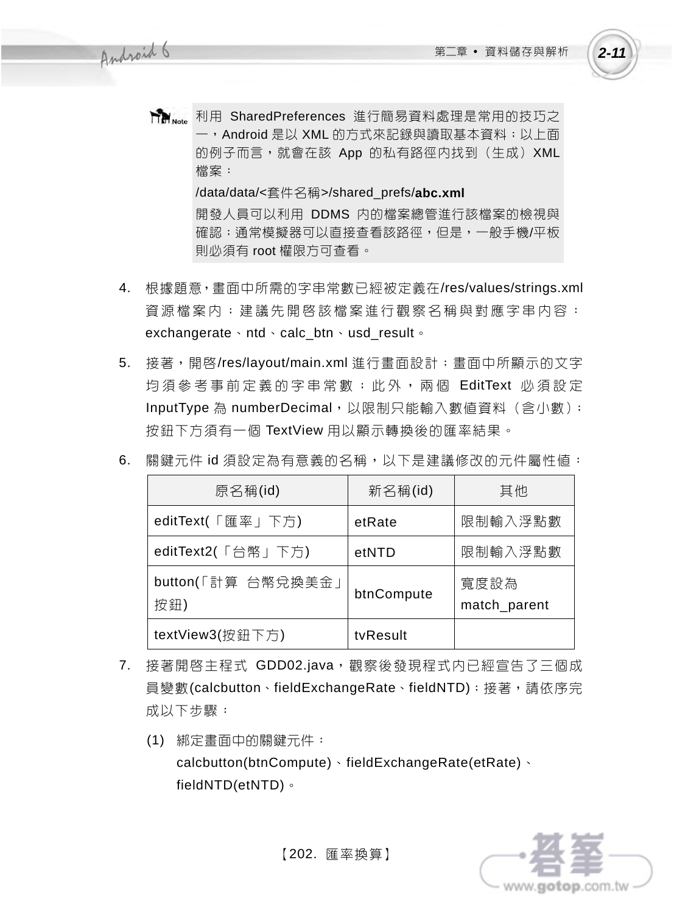> **Note** 利用 SharedPreferences 進行簡易資料處理是常用的技巧之一，Android 是以 XML 的方式來記錄與讀取基本資料；以上面的例子而言，就會在該 App 的私有路徑內找到（生成）XML 檔案：
>
> /data/data/<套件名稱>/shared_prefs/**abc.xml**
>
> 開發人員可以利用 DDMS 內的檔案總管進行該檔案的檢視與確認；通常模擬器可以直接查看該路徑，但是，一般手機/平板則必須有 root 權限方可查看。

4. 根據題意，畫面中所需的字串常數已經被定義在/res/values/strings.xml 資源檔案內；建議先開啓該檔案進行觀察名稱與對應字串內容：exchangerate、ntd、calc_btn、usd_result。

5. 接著，開啓/res/layout/main.xml 進行畫面設計；畫面中所顯示的文字均須參考事前定義的字串常數；此外，兩個 EditText 必須設定 InputType 為 numberDecimal，以限制只能輸入數值資料（含小數）；按鈕下方須有一個 TextView 用以顯示轉換後的匯率結果。

6. 關鍵元件 id 須設定為有意義的名稱，以下是建議修改的元件屬性值：

| 原名稱(id) | 新名稱(id) | 其他 |
| --- | --- | --- |
| editText(「匯率」下方) | etRate | 限制輸入浮點數 |
| editText2(「台幣」下方) | etNTD | 限制輸入浮點數 |
| button(「計算 台幣兌換美金」按鈕) | btnCompute | 寬度設為 match_parent |
| textView3(按鈕下方) | tvResult | |

7. 接著開啓主程式 GDD02.java，觀察後發現程式內已經宣告了三個成員變數(calcbutton、fieldExchangeRate、fieldNTD)；接著，請依序完成以下步驟：

   (1) 綁定畫面中的關鍵元件：
   calcbutton(btnCompute)、fieldExchangeRate(etRate)、fieldNTD(etNTD)。

【202. 匯率換算】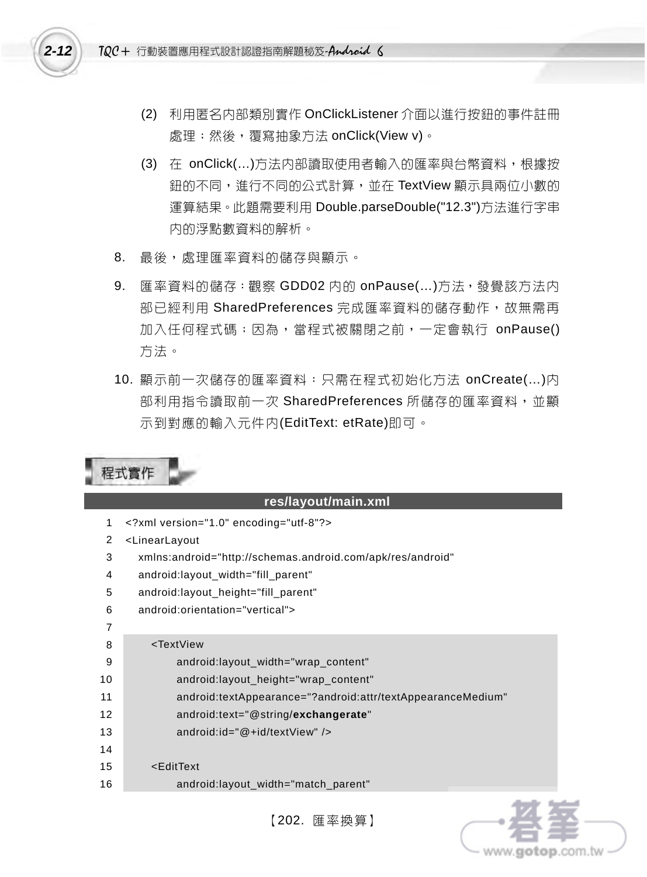(2) 利用匿名內部類別實作 OnClickListener 介面以進行按鈕的事件註冊處理；然後，覆寫抽象方法 onClick(View v)。

(3) 在 onClick(...)方法內部讀取使用者輸入的匯率與台幣資料，根據按鈕的不同，進行不同的公式計算，並在 TextView 顯示具兩位小數的運算結果。此題需要利用 Double.parseDouble("12.3")方法進行字串內的浮點數資料的解析。

8. 最後，處理匯率資料的儲存與顯示。

9. 匯率資料的儲存：觀察 GDD02 內的 onPause(...)方法，發覺該方法內部已經利用 SharedPreferences 完成匯率資料的儲存動作，故無需再加入任何程式碼；因為，當程式被關閉之前，一定會執行 onPause()方法。

10. 顯示前一次儲存的匯率資料：只需在程式初始化方法 onCreate(...)內部利用指令讀取前一次 SharedPreferences 所儲存的匯率資料，並顯示到對應的輸入元件內(EditText: etRate)即可。

## 程式實作

**res/layout/main.xml**

```
1  <?xml version="1.0" encoding="utf-8"?>
2  <LinearLayout
3     xmlns:android="http://schemas.android.com/apk/res/android"
4     android:layout_width="fill_parent"
5     android:layout_height="fill_parent"
6     android:orientation="vertical">
7
8        <TextView
9              android:layout_width="wrap_content"
10             android:layout_height="wrap_content"
11             android:textAppearance="?android:attr/textAppearanceMedium"
12             android:text="@string/exchangerate"
13             android:id="@+id/textView" />
14
15       <EditText
16             android:layout_width="match_parent"
```

【202. 匯率換算】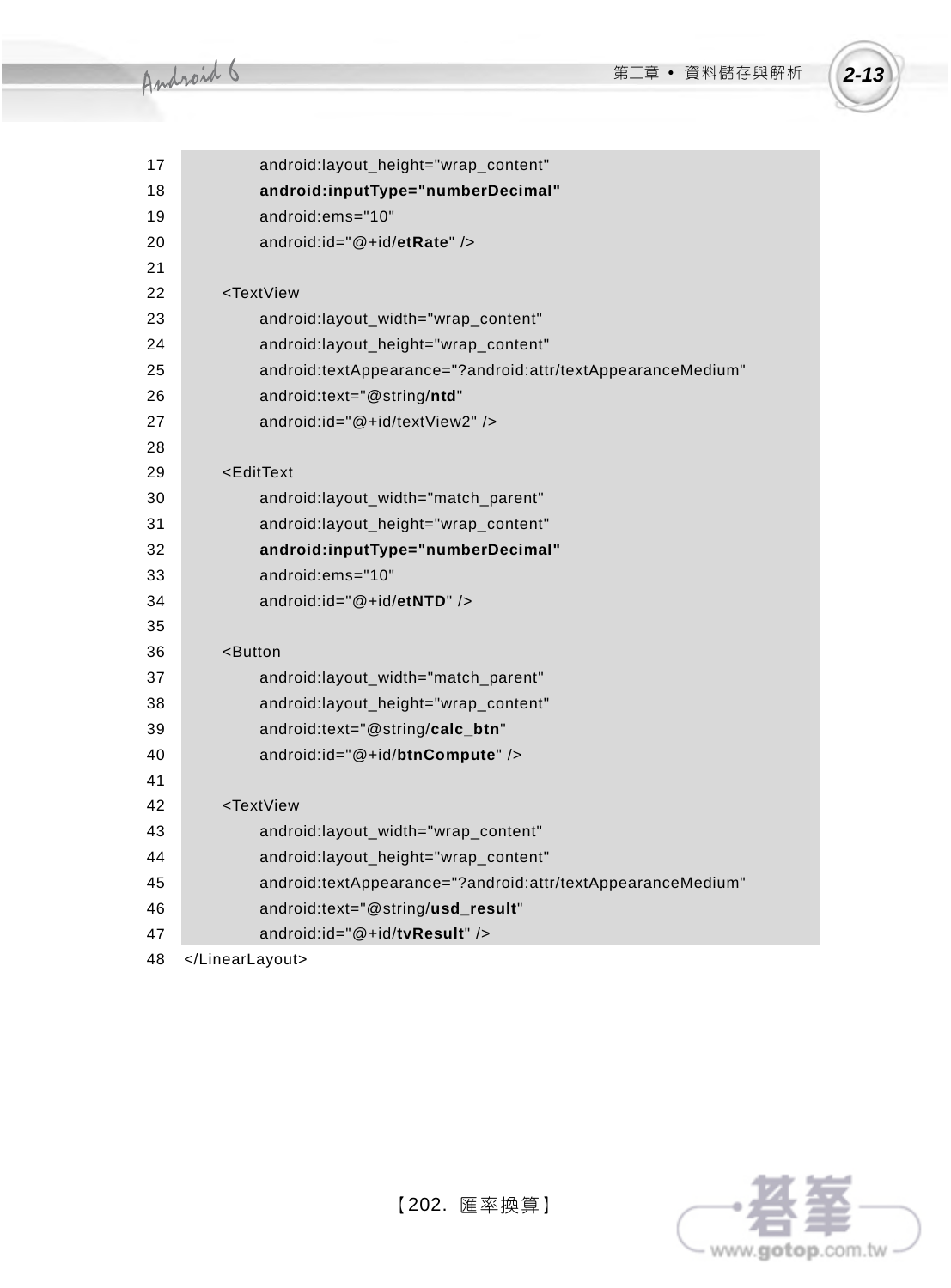```
17            android:layout_height="wrap_content"
18            android:inputType="numberDecimal"
19            android:ems="10"
20            android:id="@+id/etRate" />
21
22        <TextView
23            android:layout_width="wrap_content"
24            android:layout_height="wrap_content"
25            android:textAppearance="?android:attr/textAppearanceMedium"
26            android:text="@string/ntd"
27            android:id="@+id/textView2" />
28
29        <EditText
30            android:layout_width="match_parent"
31            android:layout_height="wrap_content"
32            android:inputType="numberDecimal"
33            android:ems="10"
34            android:id="@+id/etNTD" />
35
36        <Button
37            android:layout_width="match_parent"
38            android:layout_height="wrap_content"
39            android:text="@string/calc_btn"
40            android:id="@+id/btnCompute" />
41
42        <TextView
43            android:layout_width="wrap_content"
44            android:layout_height="wrap_content"
45            android:textAppearance="?android:attr/textAppearanceMedium"
46            android:text="@string/usd_result"
47            android:id="@+id/tvResult" />
48    </LinearLayout>
```

【202. 匯率換算】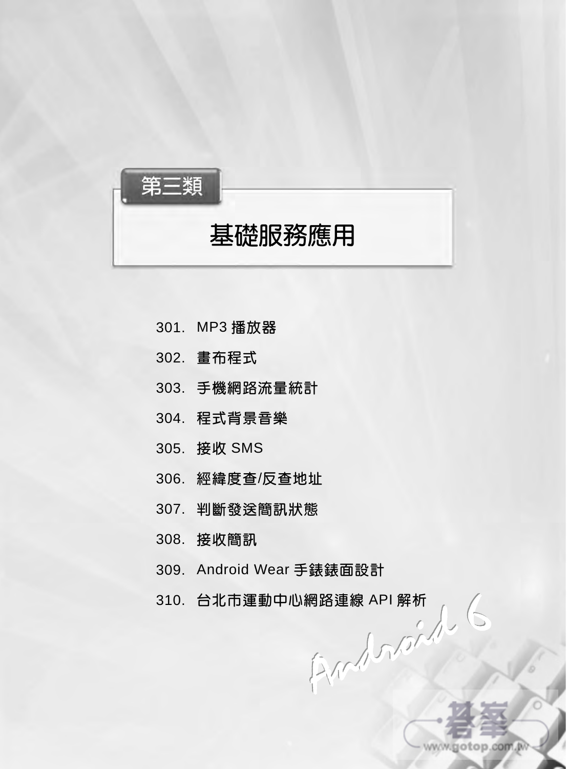第三類

# 基礎服務應用

301. MP3 播放器
302. 畫布程式
303. 手機網路流量統計
304. 程式背景音樂
305. 接收 SMS
306. 經緯度查/反查地址
307. 判斷發送簡訊狀態
308. 接收簡訊
309. Android Wear 手錶錶面設計
310. 台北市運動中心網路連線 API 解析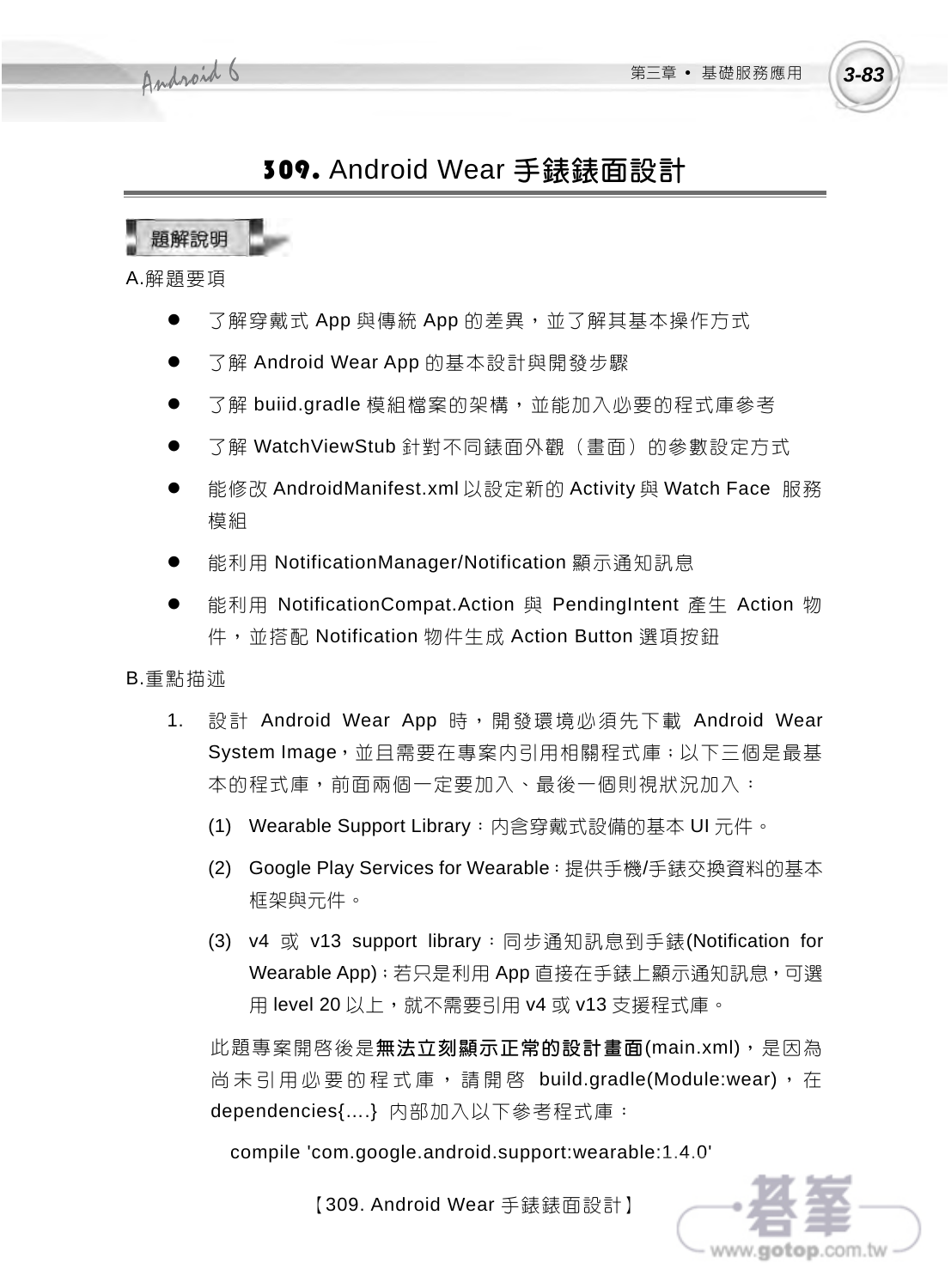# 309. Android Wear 手錶錶面設計

**題解說明**

A.解題要項

- 了解穿戴式 App 與傳統 App 的差異，並了解其基本操作方式
- 了解 Android Wear App 的基本設計與開發步驟
- 了解 buiid.gradle 模組檔案的架構，並能加入必要的程式庫參考
- 了解 WatchViewStub 針對不同錶面外觀（畫面）的參數設定方式
- 能修改 AndroidManifest.xml 以設定新的 Activity 與 Watch Face 服務模組
- 能利用 NotificationManager/Notification 顯示通知訊息
- 能利用 NotificationCompat.Action 與 PendingIntent 產生 Action 物件，並搭配 Notification 物件生成 Action Button 選項按鈕

B.重點描述

1. 設計 Android Wear App 時，開發環境必須先下載 Android Wear System Image，並且需要在專案內引用相關程式庫；以下三個是最基本的程式庫，前面兩個一定要加入、最後一個則視狀況加入：

   (1) Wearable Support Library：內含穿戴式設備的基本 UI 元件。

   (2) Google Play Services for Wearable：提供手機/手錶交換資料的基本框架與元件。

   (3) v4 或 v13 support library：同步通知訊息到手錶(Notification for Wearable App)；若只是利用 App 直接在手錶上顯示通知訊息，可選用 level 20 以上，就不需要引用 v4 或 v13 支援程式庫。

   此題專案開啓後是**無法立刻顯示正常的設計畫面**(main.xml)，是因為尚未引用必要的程式庫，請開啓 build.gradle(Module:wear)，在 dependencies{....} 內部加入以下參考程式庫：

   ```
   compile 'com.google.android.support:wearable:1.4.0'
   ```

【309. Android Wear 手錶錶面設計】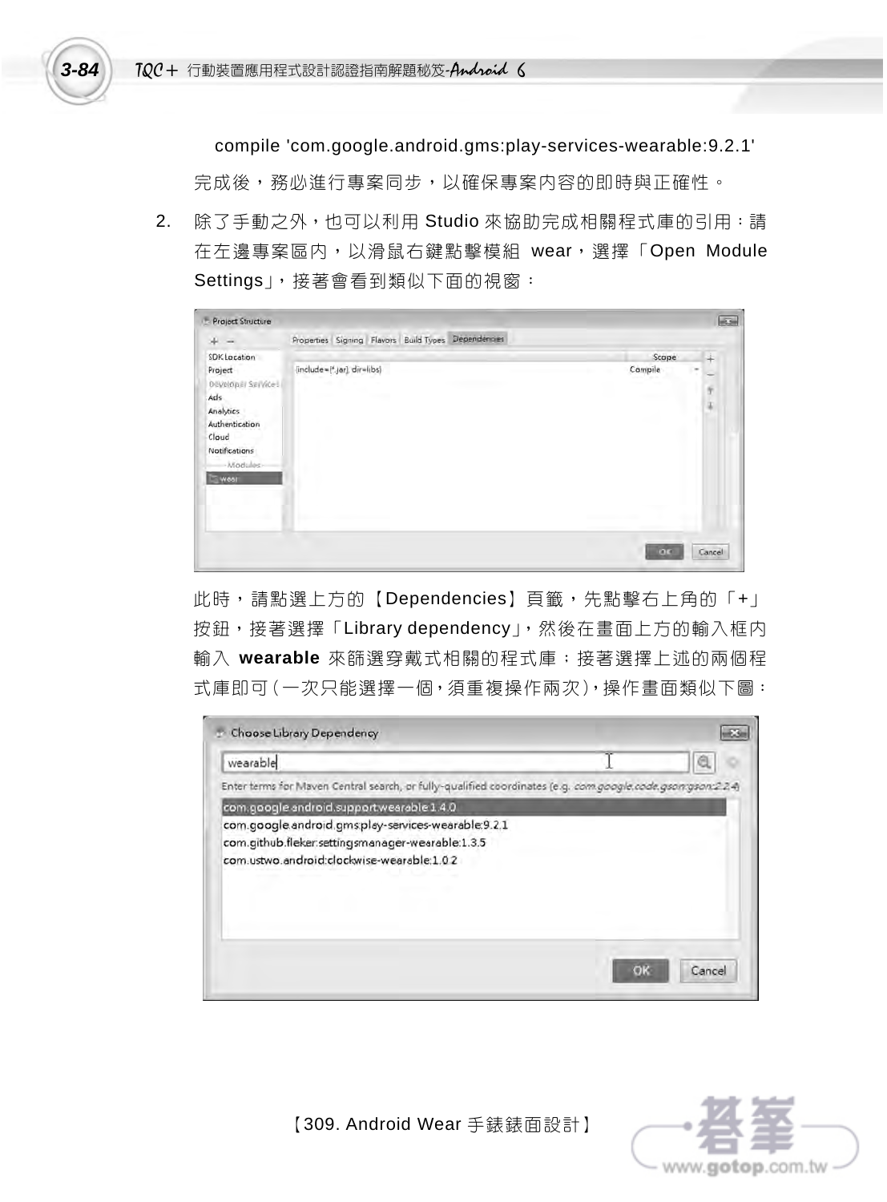compile 'com.google.android.gms:play-services-wearable:9.2.1'

完成後，務必進行專案同步，以確保專案內容的即時與正確性。

2. 除了手動之外，也可以利用 Studio 來協助完成相關程式庫的引用：請在左邊專案區內，以滑鼠右鍵點擊模組 wear，選擇「Open Module Settings」，接著會看到類似下面的視窗：

此時，請點選上方的【Dependencies】頁籤，先點擊右上角的「+」按鈕，接著選擇「Library dependency」，然後在畫面上方的輸入框內輸入 **wearable** 來篩選穿戴式相關的程式庫；接著選擇上述的兩個程式庫即可（一次只能選擇一個，須重複操作兩次），操作畫面類似下圖：

【309. Android Wear 手錶錶面設計】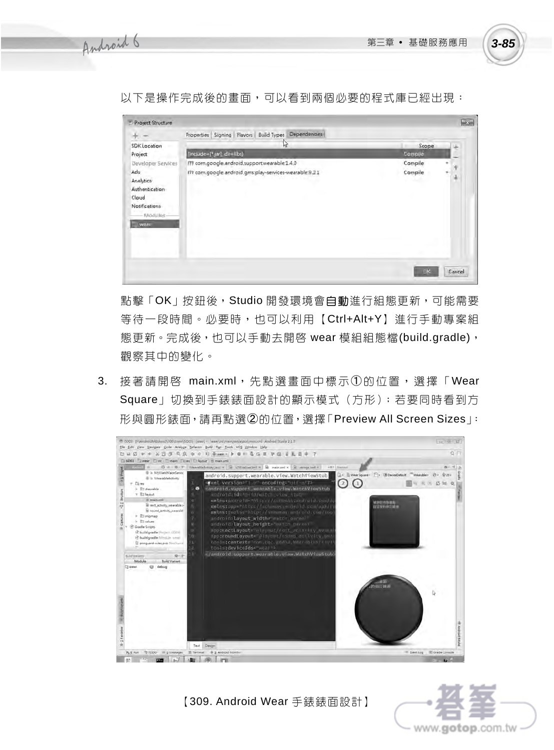以下是操作完成後的畫面，可以看到兩個必要的程式庫已經出現：

點擊「OK」按鈕後，Studio 開發環境會**自動**進行組態更新，可能需要等待一段時間。必要時，也可以利用【Ctrl+Alt+Y】進行手動專案組態更新。完成後，也可以手動去開啓 wear 模組組態檔(build.gradle)，觀察其中的變化。

3. 接著請開啓 main.xml，先點選畫面中標示①的位置，選擇「Wear Square」切換到手錶錶面設計的顯示模式（方形）；若要同時看到方形與圓形錶面，請再點選②的位置，選擇「Preview All Screen Sizes」：

【309. Android Wear 手錶錶面設計】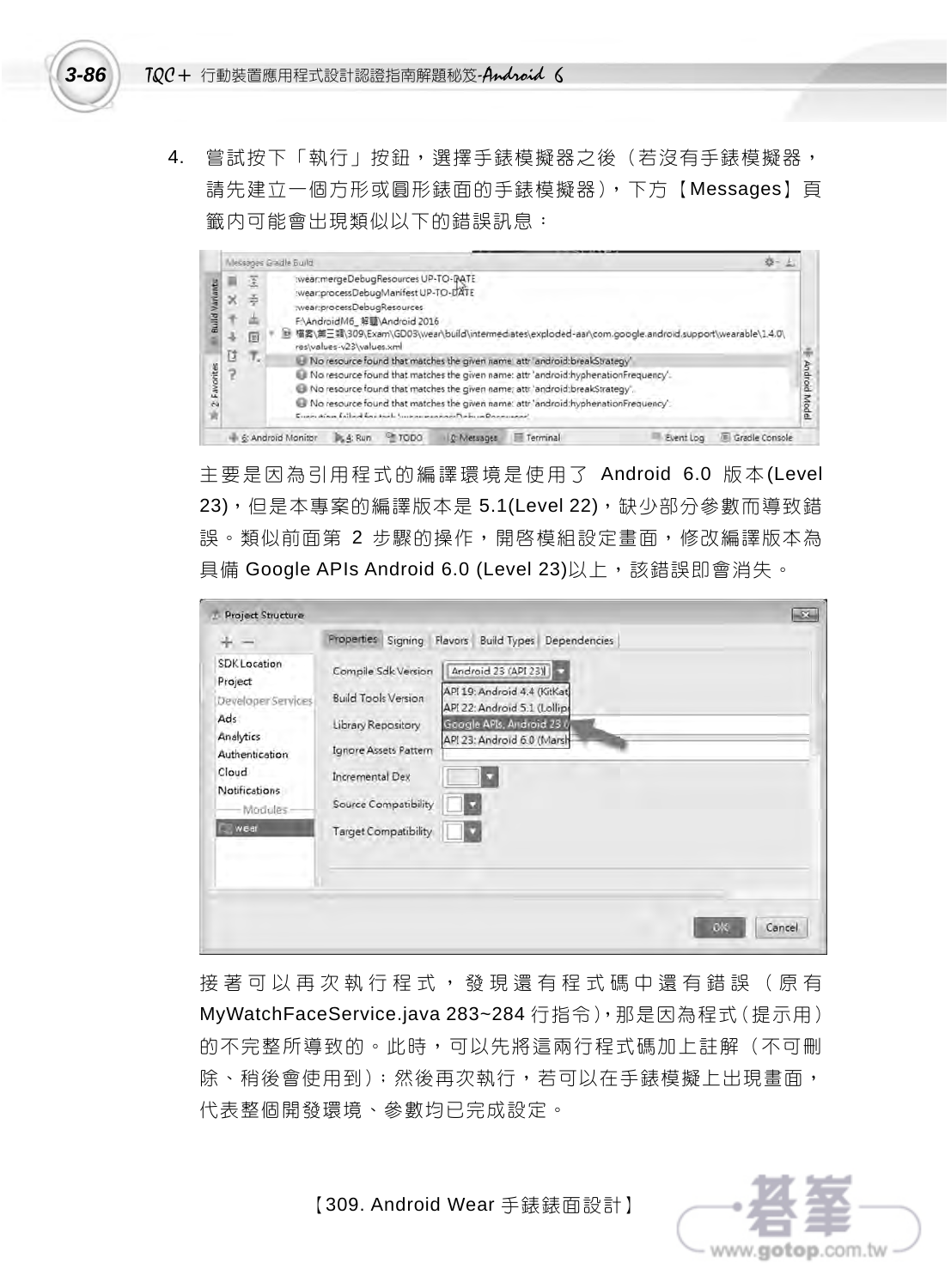4. 嘗試按下「執行」按鈕，選擇手錶模擬器之後（若沒有手錶模擬器，請先建立一個方形或圓形錶面的手錶模擬器），下方【Messages】頁籤內可能會出現類似以下的錯誤訊息：

主要是因為引用程式的編譯環境是使用了 Android 6.0 版本(Level 23)，但是本專案的編譯版本是 5.1(Level 22)，缺少部分參數而導致錯誤。類似前面第 2 步驟的操作，開啓模組設定畫面，修改編譯版本為具備 Google APIs Android 6.0 (Level 23)以上，該錯誤即會消失。

接著可以再次執行程式，發現還有程式碼中還有錯誤（原有 MyWatchFaceService.java 283~284 行指令），那是因為程式（提示用）的不完整所導致的。此時，可以先將這兩行程式碼加上註解（不可刪除、稍後會使用到）；然後再次執行，若可以在手錶模擬上出現畫面，代表整個開發環境、參數均已完成設定。

【309. Android Wear 手錶錶面設計】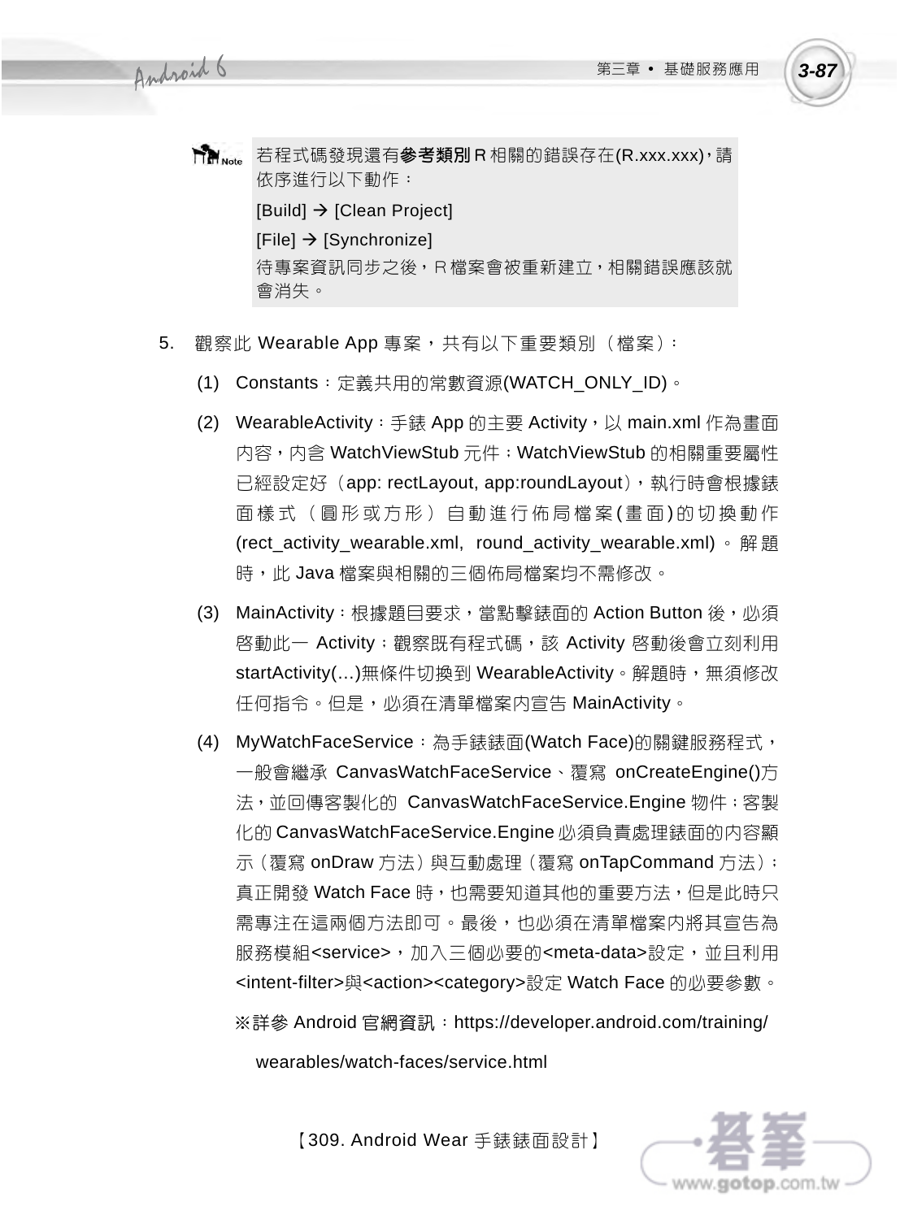> **Note** 若程式碼發現還有**參考類別** R 相關的錯誤存在(R.xxx.xxx)，請依序進行以下動作：
>
> [Build] → [Clean Project]
>
> [File] → [Synchronize]
>
> 待專案資訊同步之後，R 檔案會被重新建立，相關錯誤應該就會消失。

5. 觀察此 Wearable App 專案，共有以下重要類別（檔案）：

   (1) Constants：定義共用的常數資源(WATCH_ONLY_ID)。

   (2) WearableActivity：手錶 App 的主要 Activity，以 main.xml 作為畫面內容，內含 WatchViewStub 元件；WatchViewStub 的相關重要屬性已經設定好（app: rectLayout, app:roundLayout），執行時會根據錶面樣式（圓形或方形）自動進行佈局檔案(畫面)的切換動作(rect_activity_wearable.xml, round_activity_wearable.xml)。解題時，此 Java 檔案與相關的三個佈局檔案均不需修改。

   (3) MainActivity：根據題目要求，當點擊錶面的 Action Button 後，必須啓動此一 Activity；觀察既有程式碼，該 Activity 啓動後會立刻利用 startActivity(…)無條件切換到 WearableActivity。解題時，無須修改任何指令。但是，必須在清單檔案內宣告 MainActivity。

   (4) MyWatchFaceService：為手錶錶面(Watch Face)的關鍵服務程式，一般會繼承 CanvasWatchFaceService、覆寫 onCreateEngine()方法，並回傳客製化的 CanvasWatchFaceService.Engine 物件；客製化的 CanvasWatchFaceService.Engine 必須負責處理錶面的內容顯示（覆寫 onDraw 方法）與互動處理（覆寫 onTapCommand 方法）；真正開發 Watch Face 時，也需要知道其他的重要方法，但是此時只需專注在這兩個方法即可。最後，也必須在清單檔案內將其宣告為服務模組<service>，加入三個必要的<meta-data>設定，並且利用<intent-filter>與<action><category>設定 Watch Face 的必要參數。

      ※詳參 Android 官網資訊：https://developer.android.com/training/wearables/watch-faces/service.html

【309. Android Wear 手錶錶面設計】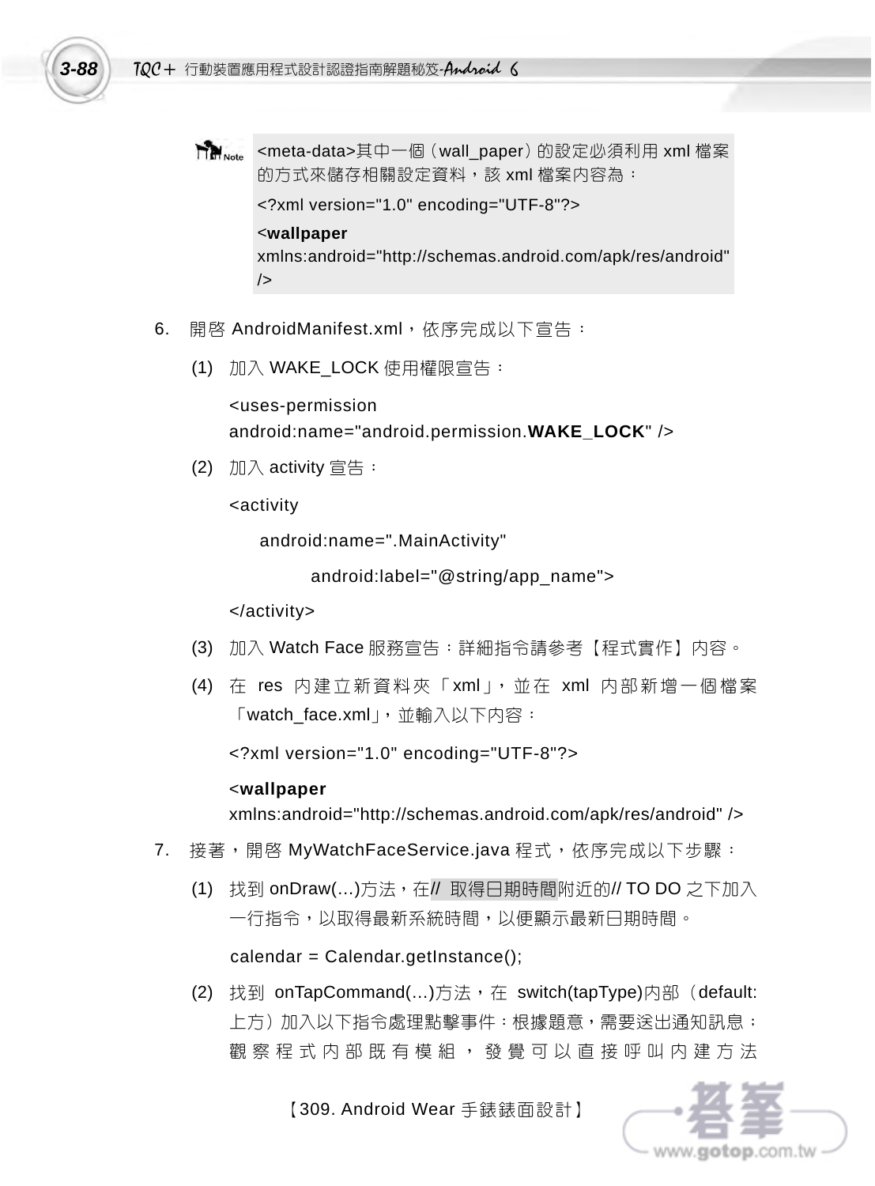> **Note** <meta-data>其中一個（wall_paper）的設定必須利用 xml 檔案的方式來儲存相關設定資料，該 xml 檔案內容為：
>
> <?xml version="1.0" encoding="UTF-8"?>
>
> <**wallpaper** xmlns:android="http://schemas.android.com/apk/res/android" />

6. 開啓 AndroidManifest.xml，依序完成以下宣告：

   (1) 加入 WAKE_LOCK 使用權限宣告：

   ```
   <uses-permission
   android:name="android.permission.WAKE_LOCK" />
   ```

   (2) 加入 activity 宣告：

   ```
   <activity
       android:name=".MainActivity"
           android:label="@string/app_name">
   </activity>
   ```

   (3) 加入 Watch Face 服務宣告：詳細指令請參考【程式實作】內容。

   (4) 在 res 內建立新資料夾「xml」，並在 xml 內部新增一個檔案「watch_face.xml」，並輸入以下內容：

   ```
   <?xml version="1.0" encoding="UTF-8"?>
   <wallpaper
   xmlns:android="http://schemas.android.com/apk/res/android" />
   ```

7. 接著，開啓 MyWatchFaceService.java 程式，依序完成以下步驟：

   (1) 找到 onDraw(...)方法，在// 取得日期時間附近的// TO DO 之下加入一行指令，以取得最新系統時間，以便顯示最新日期時間。

   ```
   calendar = Calendar.getInstance();
   ```

   (2) 找到 onTapCommand(...)方法，在 switch(tapType)內部（default: 上方）加入以下指令處理點擊事件：根據題意，需要送出通知訊息；觀察程式內部既有模組，發覺可以直接呼叫內建方法

【309. Android Wear 手錶錶面設計】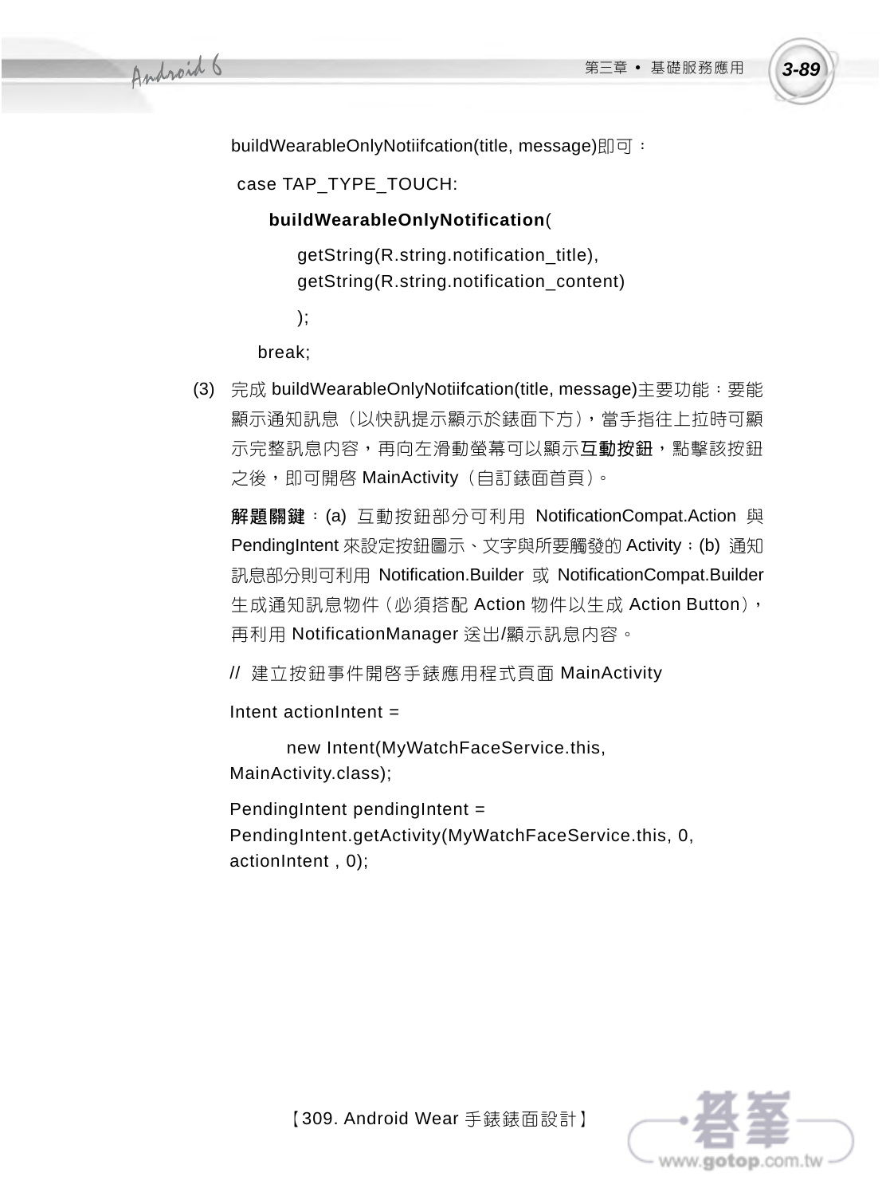buildWearableOnlyNotiifcation(title, message)即可：

```
case TAP_TYPE_TOUCH:
    buildWearableOnlyNotification(
        getString(R.string.notification_title),
        getString(R.string.notification_content)
        );
    break;
```

(3) 完成 buildWearableOnlyNotiifcation(title, message)主要功能：要能顯示通知訊息（以快訊提示顯示於錶面下方），當手指往上拉時可顯示完整訊息內容，再向左滑動螢幕可以顯示**互動按鈕**，點擊該按鈕之後，即可開啟 MainActivity（自訂錶面首頁）。

**解題關鍵**：(a) 互動按鈕部分可利用 NotificationCompat.Action 與 PendingIntent 來設定按鈕圖示、文字與所要觸發的 Activity；(b) 通知訊息部分則可利用 Notification.Builder 或 NotificationCompat.Builder 生成通知訊息物件（必須搭配 Action 物件以生成 Action Button），再利用 NotificationManager 送出/顯示訊息內容。

```
// 建立按鈕事件開啓手錶應用程式頁面 MainActivity
Intent actionIntent =
        new Intent(MyWatchFaceService.this,
MainActivity.class);
PendingIntent pendingIntent =
PendingIntent.getActivity(MyWatchFaceService.this, 0,
actionIntent , 0);
```

【309. Android Wear 手錶錶面設計】